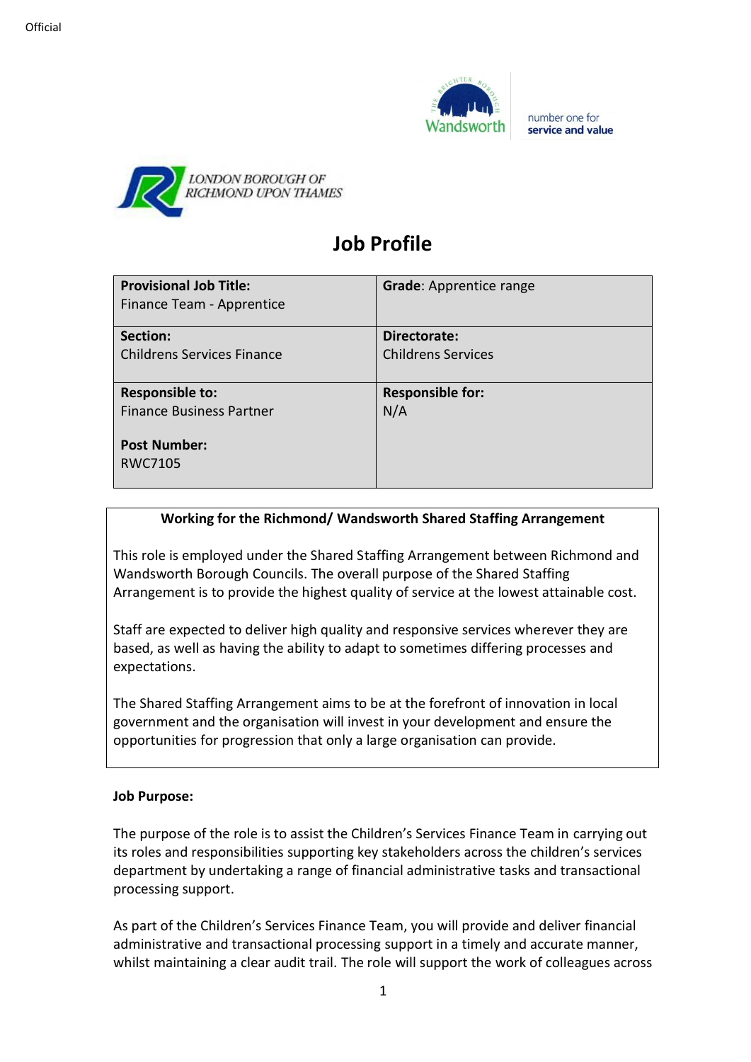Official

# Job Profile

| **Provisional Job Title:** Finance Team - Apprentice | **Grade**: Apprentice range |
| --- | --- |
| **Section:** Childrens Services Finance | **Directorate:** Childrens Services |
| **Responsible to:** Finance Business Partner<br><br>**Post Number:** RWC7105 | **Responsible for:** N/A |

**Working for the Richmond/ Wandsworth Shared Staffing Arrangement**

This role is employed under the Shared Staffing Arrangement between Richmond and Wandsworth Borough Councils. The overall purpose of the Shared Staffing Arrangement is to provide the highest quality of service at the lowest attainable cost.

Staff are expected to deliver high quality and responsive services wherever they are based, as well as having the ability to adapt to sometimes differing processes and expectations.

The Shared Staffing Arrangement aims to be at the forefront of innovation in local government and the organisation will invest in your development and ensure the opportunities for progression that only a large organisation can provide.

**Job Purpose:**

The purpose of the role is to assist the Children's Services Finance Team in carrying out its roles and responsibilities supporting key stakeholders across the children's services department by undertaking a range of financial administrative tasks and transactional processing support.

As part of the Children's Services Finance Team, you will provide and deliver financial administrative and transactional processing support in a timely and accurate manner, whilst maintaining a clear audit trail. The role will support the work of colleagues across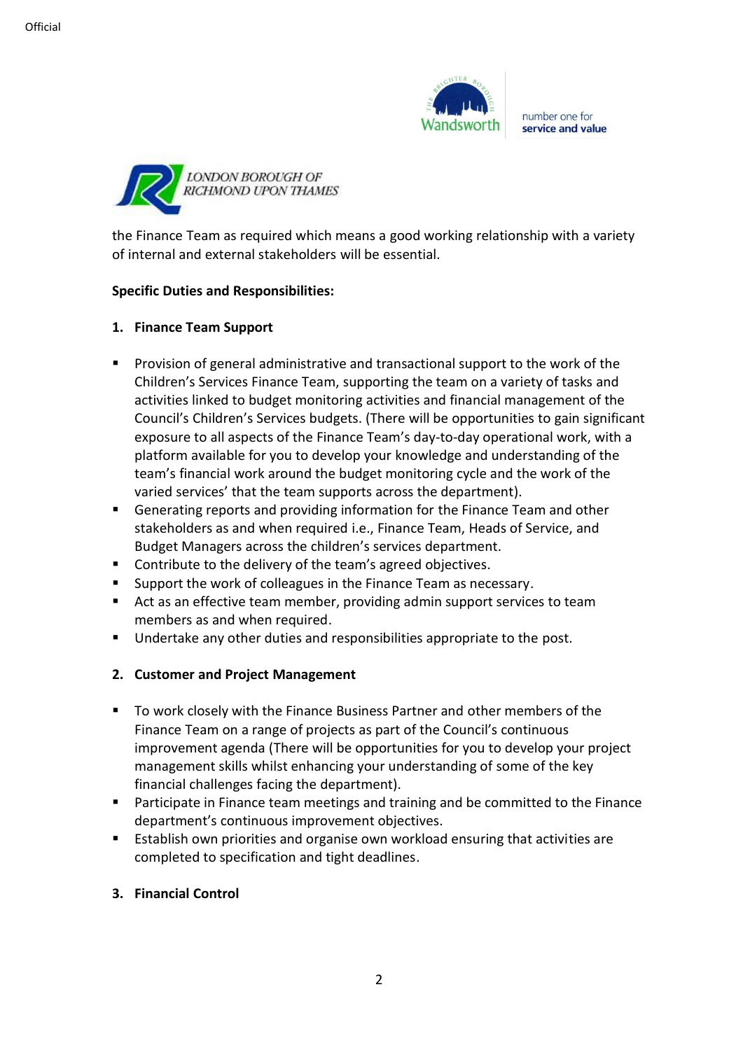the Finance Team as required which means a good working relationship with a variety of internal and external stakeholders will be essential.

**Specific Duties and Responsibilities:**

**1. Finance Team Support**

- Provision of general administrative and transactional support to the work of the Children's Services Finance Team, supporting the team on a variety of tasks and activities linked to budget monitoring activities and financial management of the Council's Children's Services budgets. (There will be opportunities to gain significant exposure to all aspects of the Finance Team's day-to-day operational work, with a platform available for you to develop your knowledge and understanding of the team's financial work around the budget monitoring cycle and the work of the varied services' that the team supports across the department).
- Generating reports and providing information for the Finance Team and other stakeholders as and when required i.e., Finance Team, Heads of Service, and Budget Managers across the children's services department.
- Contribute to the delivery of the team's agreed objectives.
- Support the work of colleagues in the Finance Team as necessary.
- Act as an effective team member, providing admin support services to team members as and when required.
- Undertake any other duties and responsibilities appropriate to the post.

**2. Customer and Project Management**

- To work closely with the Finance Business Partner and other members of the Finance Team on a range of projects as part of the Council's continuous improvement agenda (There will be opportunities for you to develop your project management skills whilst enhancing your understanding of some of the key financial challenges facing the department).
- Participate in Finance team meetings and training and be committed to the Finance department's continuous improvement objectives.
- Establish own priorities and organise own workload ensuring that activities are completed to specification and tight deadlines.

**3. Financial Control**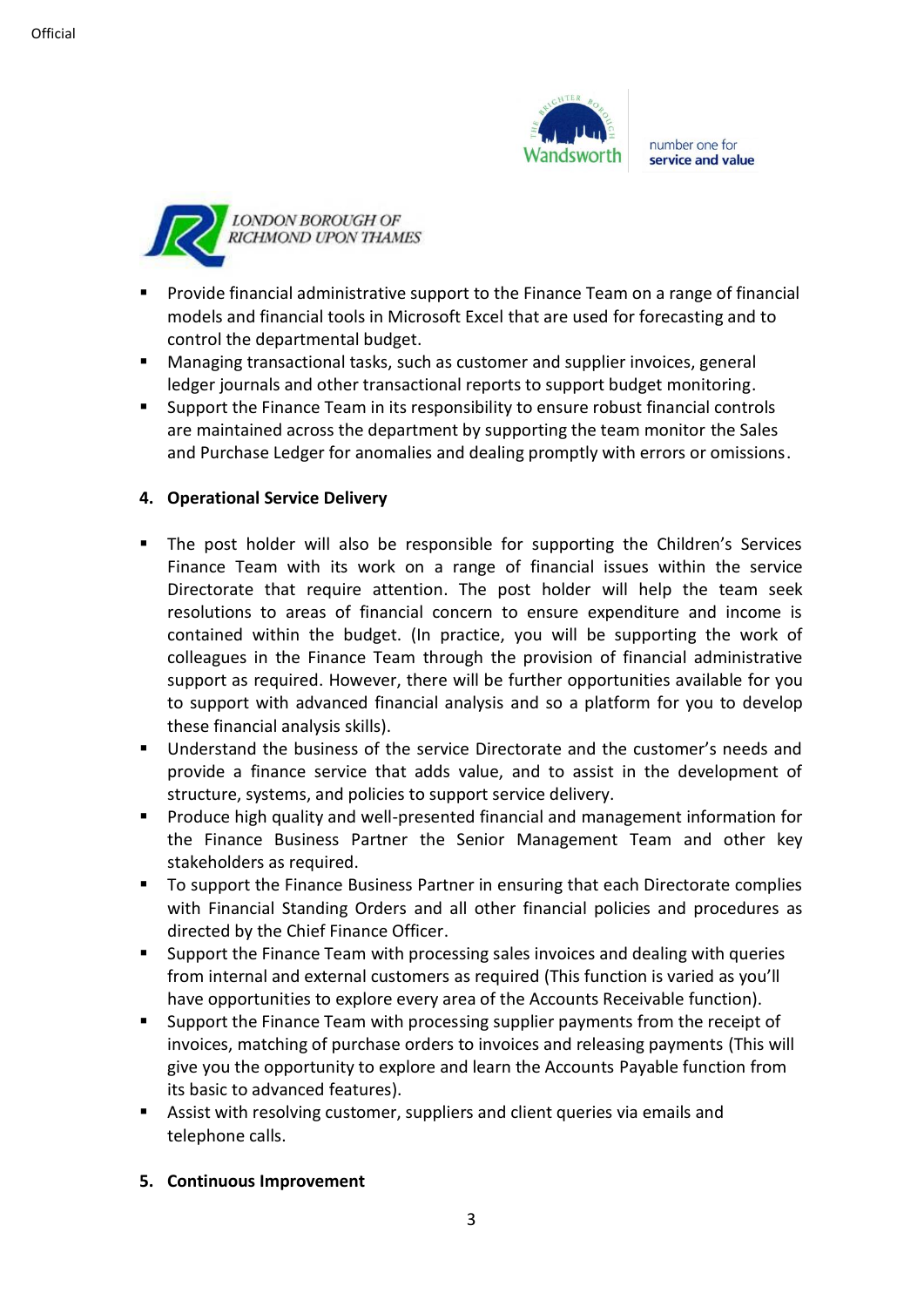- Provide financial administrative support to the Finance Team on a range of financial models and financial tools in Microsoft Excel that are used for forecasting and to control the departmental budget.
- Managing transactional tasks, such as customer and supplier invoices, general ledger journals and other transactional reports to support budget monitoring.
- Support the Finance Team in its responsibility to ensure robust financial controls are maintained across the department by supporting the team monitor the Sales and Purchase Ledger for anomalies and dealing promptly with errors or omissions.

## 4. Operational Service Delivery

- The post holder will also be responsible for supporting the Children's Services Finance Team with its work on a range of financial issues within the service Directorate that require attention. The post holder will help the team seek resolutions to areas of financial concern to ensure expenditure and income is contained within the budget. (In practice, you will be supporting the work of colleagues in the Finance Team through the provision of financial administrative support as required. However, there will be further opportunities available for you to support with advanced financial analysis and so a platform for you to develop these financial analysis skills).
- Understand the business of the service Directorate and the customer's needs and provide a finance service that adds value, and to assist in the development of structure, systems, and policies to support service delivery.
- Produce high quality and well-presented financial and management information for the Finance Business Partner the Senior Management Team and other key stakeholders as required.
- To support the Finance Business Partner in ensuring that each Directorate complies with Financial Standing Orders and all other financial policies and procedures as directed by the Chief Finance Officer.
- Support the Finance Team with processing sales invoices and dealing with queries from internal and external customers as required (This function is varied as you'll have opportunities to explore every area of the Accounts Receivable function).
- Support the Finance Team with processing supplier payments from the receipt of invoices, matching of purchase orders to invoices and releasing payments (This will give you the opportunity to explore and learn the Accounts Payable function from its basic to advanced features).
- Assist with resolving customer, suppliers and client queries via emails and telephone calls.

## 5. Continuous Improvement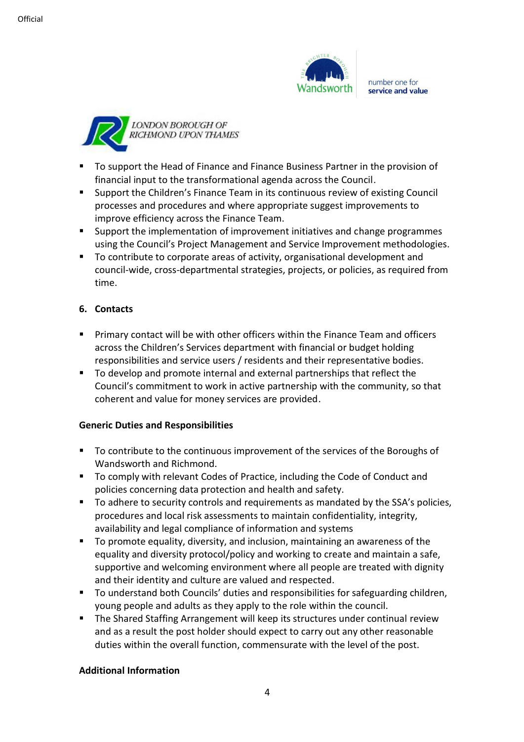- To support the Head of Finance and Finance Business Partner in the provision of financial input to the transformational agenda across the Council.
- Support the Children's Finance Team in its continuous review of existing Council processes and procedures and where appropriate suggest improvements to improve efficiency across the Finance Team.
- Support the implementation of improvement initiatives and change programmes using the Council's Project Management and Service Improvement methodologies.
- To contribute to corporate areas of activity, organisational development and council-wide, cross-departmental strategies, projects, or policies, as required from time.

## 6. Contacts

- Primary contact will be with other officers within the Finance Team and officers across the Children's Services department with financial or budget holding responsibilities and service users / residents and their representative bodies.
- To develop and promote internal and external partnerships that reflect the Council's commitment to work in active partnership with the community, so that coherent and value for money services are provided.

### Generic Duties and Responsibilities

- To contribute to the continuous improvement of the services of the Boroughs of Wandsworth and Richmond.
- To comply with relevant Codes of Practice, including the Code of Conduct and policies concerning data protection and health and safety.
- To adhere to security controls and requirements as mandated by the SSA's policies, procedures and local risk assessments to maintain confidentiality, integrity, availability and legal compliance of information and systems
- To promote equality, diversity, and inclusion, maintaining an awareness of the equality and diversity protocol/policy and working to create and maintain a safe, supportive and welcoming environment where all people are treated with dignity and their identity and culture are valued and respected.
- To understand both Councils' duties and responsibilities for safeguarding children, young people and adults as they apply to the role within the council.
- The Shared Staffing Arrangement will keep its structures under continual review and as a result the post holder should expect to carry out any other reasonable duties within the overall function, commensurate with the level of the post.

### Additional Information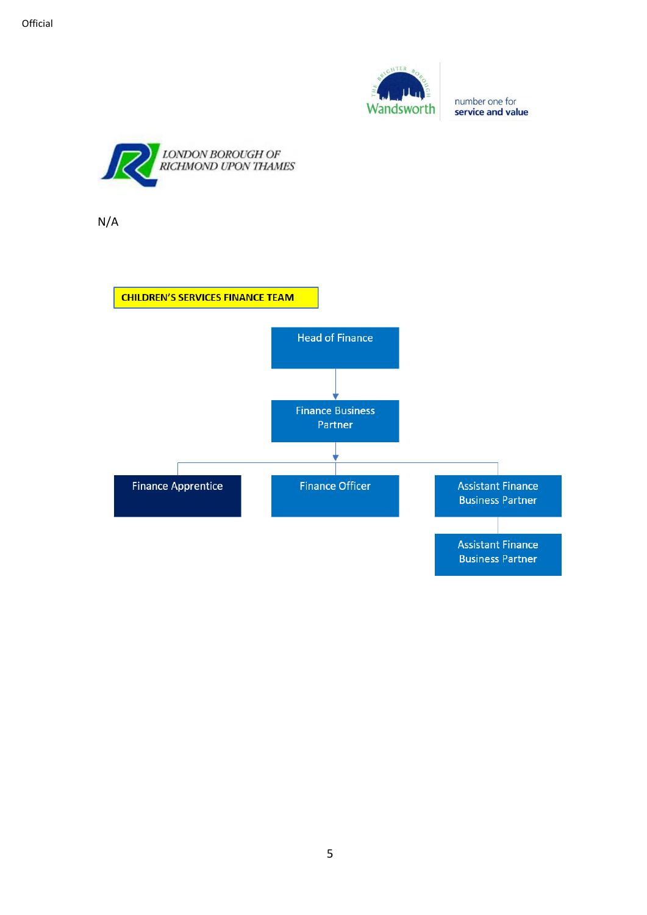Official

N/A

**CHILDREN'S SERVICES FINANCE TEAM**

- Head of Finance
  - Finance Business Partner
    - Finance Apprentice
    - Finance Officer
    - Assistant Finance Business Partner
      - Assistant Finance Business Partner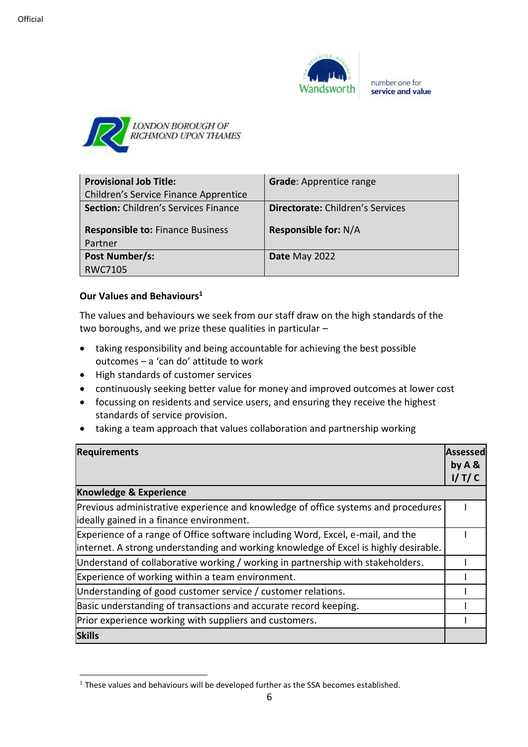Official

Wandsworth — number one for service and value

LONDON BOROUGH OF RICHMOND UPON THAMES

| **Provisional Job Title:** Children's Service Finance Apprentice | **Grade**: Apprentice range |
|---|---|
| **Section:** Children's Services Finance<br><br>**Responsible to:** Finance Business Partner | **Directorate:** Children's Services<br><br>**Responsible for:** N/A |
| **Post Number/s:** RWC7105 | **Date** May 2022 |

**Our Values and Behaviours**[1]

The values and behaviours we seek from our staff draw on the high standards of the two boroughs, and we prize these qualities in particular –

- taking responsibility and being accountable for achieving the best possible outcomes – a 'can do' attitude to work
- High standards of customer services
- continuously seeking better value for money and improved outcomes at lower cost
- focussing on residents and service users, and ensuring they receive the highest standards of service provision.
- taking a team approach that values collaboration and partnership working

| **Requirements** | **Assessed by A & I/ T/ C** |
|---|---|
| **Knowledge & Experience** | |
| Previous administrative experience and knowledge of office systems and procedures ideally gained in a finance environment. | I |
| Experience of a range of Office software including Word, Excel, e-mail, and the internet. A strong understanding and working knowledge of Excel is highly desirable. | I |
| Understand of collaborative working / working in partnership with stakeholders. | I |
| Experience of working within a team environment. | I |
| Understanding of good customer service / customer relations. | I |
| Basic understanding of transactions and accurate record keeping. | I |
| Prior experience working with suppliers and customers. | I |
| **Skills** | |

[1] These values and behaviours will be developed further as the SSA becomes established.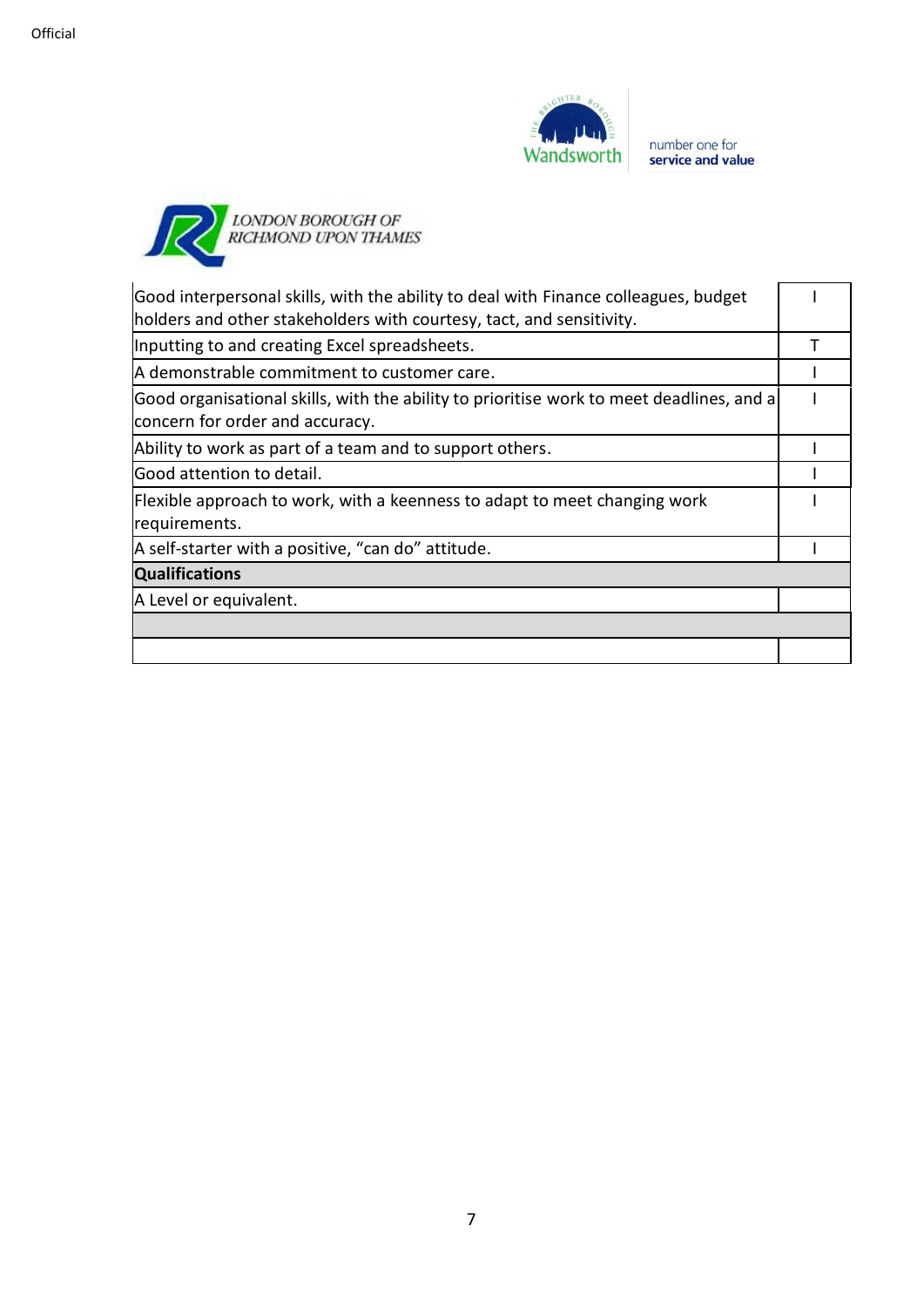| | |
|---|---|
| Good interpersonal skills, with the ability to deal with Finance colleagues, budget holders and other stakeholders with courtesy, tact, and sensitivity. | I |
| Inputting to and creating Excel spreadsheets. | T |
| A demonstrable commitment to customer care. | I |
| Good organisational skills, with the ability to prioritise work to meet deadlines, and a concern for order and accuracy. | I |
| Ability to work as part of a team and to support others. | I |
| Good attention to detail. | I |
| Flexible approach to work, with a keenness to adapt to meet changing work requirements. | I |
| A self-starter with a positive, "can do" attitude. | I |
| **Qualifications** | |
| A Level or equivalent. | |
| | |
| | |